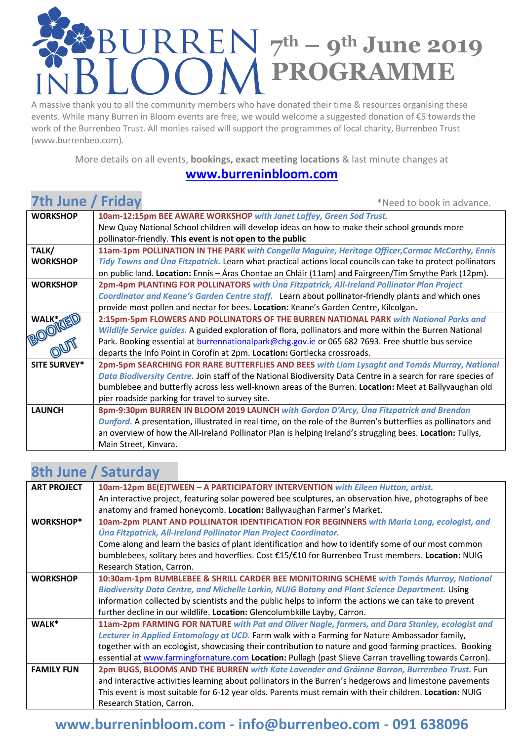# BURREN IN BLOOM

## 7th – 9th June 2019 PROGRAMME

A massive thank you to all the community members who have donated their time & resources organising these events. While many Burren in Bloom events are free, we would welcome a suggested donation of €5 towards the work of the Burrenbeo Trust. All monies raised will support the programmes of local charity, Burrenbeo Trust (www.burrenbeo.com).

More details on all events, **bookings, exact meeting locations** & last minute changes at

**www.burreninbloom.com**

## 7th June / Friday

*Need to book in advance.

| | |
|---|---|
| **WORKSHOP** | **10am-12:15pm BEE AWARE WORKSHOP** ***with Janet Laffey, Green Sod Trust.*** New Quay National School children will develop ideas on how to make their school grounds more pollinator-friendly. **This event is not open to the public** |
| **TALK/ WORKSHOP** | **11am-1pm POLLINATION IN THE PARK** ***with Congella Maguire, Heritage Officer,Cormac McCarthy, Ennis Tidy Towns and Úna Fitzpatrick.*** Learn what practical actions local councils can take to protect pollinators on public land. **Location:** Ennis – Áras Chontae an Chláir (11am) and Fairgreen/Tim Smythe Park (12pm). |
| **WORKSHOP** | **2pm-4pm PLANTING FOR POLLINATORS** ***with Úna Fitzpatrick, All-Ireland Pollinator Plan Project Coordinator and Keane's Garden Centre staff.*** Learn about pollinator-friendly plants and which ones provide most pollen and nectar for bees. **Location:** Keane's Garden Centre, Kilcolgan. |
| **WALK*** BOOKED OUT | **2:15pm-5pm FLOWERS AND POLLINATORS OF THE BURREN NATIONAL PARK** ***with National Parks and Wildlife Service guides.*** A guided exploration of flora, pollinators and more within the Burren National Park. Booking essential at burrennationalpark@chg.gov.ie or 065 682 7693. Free shuttle bus service departs the Info Point in Corofin at 2pm. **Location:** Gortlecka crossroads. |
| **SITE SURVEY*** | **2pm-5pm SEARCHING FOR RARE BUTTERFLIES AND BEES** ***with Liam Lysaght and Tomás Murray, National Data Biodiversity Centre.*** Join staff of the National Biodiversity Data Centre in a search for rare species of bumblebee and butterfly across less well-known areas of the Burren. **Location:** Meet at Ballyvaughan old pier roadside parking for travel to survey site. |
| **LAUNCH** | **8pm-9:30pm BURREN IN BLOOM 2019 LAUNCH** ***with Gordon D'Arcy, Úna Fitzpatrick and Brendan Dunford.*** A presentation, illustrated in real time, on the role of the Burren's butterflies as pollinators and an overview of how the All-Ireland Pollinator Plan is helping Ireland's struggling bees. **Location:** Tullys, Main Street, Kinvara. |

## 8th June / Saturday

| | |
|---|---|
| **ART PROJECT** | **10am-12pm BE(E)TWEEN – A PARTICIPATORY INTERVENTION** ***with Eileen Hutton, artist.*** An interactive project, featuring solar powered bee sculptures, an observation hive, photographs of bee anatomy and framed honeycomb. **Location:** Ballyvaughan Farmer's Market. |
| **WORKSHOP*** | **10am-2pm PLANT AND POLLINATOR IDENTIFICATION FOR BEGINNERS** ***with Maria Long, ecologist, and Úna Fitzpatrick, All-Ireland Pollinator Plan Project Coordinator.*** Come along and learn the basics of plant identification and how to identify some of our most common bumblebees, solitary bees and hoverflies. Cost €15/€10 for Burrenbeo Trust members. **Location:** NUIG Research Station, Carron. |
| **WORKSHOP** | **10:30am-1pm BUMBLEBEE & SHRILL CARDER BEE MONITORING SCHEME** ***with Tomás Murray, National Biodiversity Data Centre, and Michelle Larkin, NUIG Botany and Plant Science Department.*** Using information collected by scientists and the public helps to inform the actions we can take to prevent further decline in our wildlife. **Location:** Glencolumbkille Layby, Carron. |
| **WALK*** | **11am-2pm FARMING FOR NATURE** ***with Pat and Oliver Nagle, farmers, and Dara Stanley, ecologist and Lecturer in Applied Entomology at UCD.*** Farm walk with a Farming for Nature Ambassador family, together with an ecologist, showcasing their contribution to nature and good farming practices. Booking essential at www.farmingfornature.com **Location:** Pullagh (past Slieve Carran travelling towards Carron). |
| **FAMILY FUN** | **2pm BUGS, BLOOMS AND THE BURREN** ***with Kate Lavender and Gráinne Barron, Burrenbeo Trust.*** Fun and interactive activities learning about pollinators in the Burren's hedgerows and limestone pavements This event is most suitable for 6-12 year olds. Parents must remain with their children. **Location:** NUIG Research Station, Carron. |

**www.burreninbloom.com - info@burrenbeo.com - 091 638096**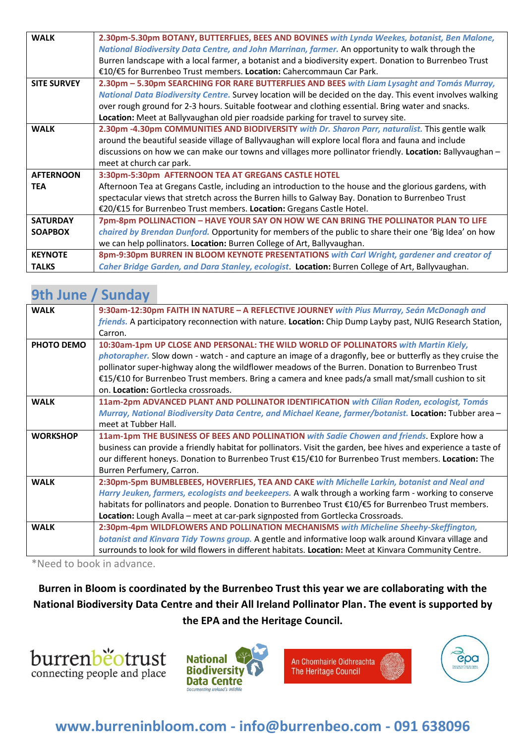| | |
|---|---|
| **WALK** | **2.30pm-5.30pm BOTANY, BUTTERFLIES, BEES AND BOVINES** *with Lynda Weekes, botanist, Ben Malone, National Biodiversity Data Centre, and John Marrinan, farmer.* An opportunity to walk through the Burren landscape with a local farmer, a botanist and a biodiversity expert. Donation to Burrenbeo Trust €10/€5 for Burrenbeo Trust members. **Location:** Cahercommaun Car Park. |
| **SITE SURVEY** | **2.30pm – 5.30pm SEARCHING FOR RARE BUTTERFLIES AND BEES** *with Liam Lysaght and Tomás Murray, National Data Biodiversity Centre.* Survey location will be decided on the day. This event involves walking over rough ground for 2-3 hours. Suitable footwear and clothing essential. Bring water and snacks. **Location:** Meet at Ballyvaughan old pier roadside parking for travel to survey site. |
| **WALK** | **2.30pm -4.30pm COMMUNITIES AND BIODIVERSITY** *with Dr. Sharon Parr, naturalist.* This gentle walk around the beautiful seaside village of Ballyvaughan will explore local flora and fauna and include discussions on how we can make our towns and villages more pollinator friendly. **Location:** Ballyvaughan – meet at church car park. |
| **AFTERNOON TEA** | **3:30pm-5:30pm AFTERNOON TEA AT GREGANS CASTLE HOTEL** Afternoon Tea at Gregans Castle, including an introduction to the house and the glorious gardens, with spectacular views that stretch across the Burren hills to Galway Bay. Donation to Burrenbeo Trust €20/€15 for Burrenbeo Trust members. **Location:** Gregans Castle Hotel. |
| **SATURDAY SOAPBOX** | **7pm-8pm POLLINACTION – HAVE YOUR SAY ON HOW WE CAN BRING THE POLLINATOR PLAN TO LIFE** *chaired by Brendan Dunford.* Opportunity for members of the public to share their one 'Big Idea' on how we can help pollinators. **Location:** Burren College of Art, Ballyvaughan. |
| **KEYNOTE TALKS** | **8pm-9:30pm BURREN IN BLOOM KEYNOTE PRESENTATIONS** *with Carl Wright, gardener and creator of Caher Bridge Garden, and Dara Stanley, ecologist.* **Location:** Burren College of Art, Ballyvaughan. |

## 9th June / Sunday

| | |
|---|---|
| **WALK** | **9:30am-12:30pm FAITH IN NATURE – A REFLECTIVE JOURNEY** *with Pius Murray, Seán McDonagh and friends.* A participatory reconnection with nature. **Location:** Chip Dump Layby past, NUIG Research Station, Carron. |
| **PHOTO DEMO** | **10:30am-1pm UP CLOSE AND PERSONAL: THE WILD WORLD OF POLLINATORS** *with Martin Kiely, photorapher.* Slow down - watch - and capture an image of a dragonfly, bee or butterfly as they cruise the pollinator super-highway along the wildflower meadows of the Burren. Donation to Burrenbeo Trust €15/€10 for Burrenbeo Trust members. Bring a camera and knee pads/a small mat/small cushion to sit on. **Location:** Gortlecka crossroads. |
| **WALK** | **11am-2pm ADVANCED PLANT AND POLLINATOR IDENTIFICATION** *with Cilian Roden, ecologist, Tomás Murray, National Biodiversity Data Centre, and Michael Keane, farmer/botanist.* **Location:** Tubber area – meet at Tubber Hall. |
| **WORKSHOP** | **11am-1pm THE BUSINESS OF BEES AND POLLINATION** *with Sadie Chowen and friends*. Explore how a business can provide a friendly habitat for pollinators. Visit the garden, bee hives and experience a taste of our different honeys. Donation to Burrenbeo Trust €15/€10 for Burrenbeo Trust members. **Location:** The Burren Perfumery, Carron. |
| **WALK** | **2:30pm-5pm BUMBLEBEES, HOVERFLIES, TEA AND CAKE** *with Michelle Larkin, botanist and Neal and Harry Jeuken, farmers, ecologists and beekeepers.* A walk through a working farm - working to conserve habitats for pollinators and people. Donation to Burrenbeo Trust €10/€5 for Burrenbeo Trust members. **Location:** Lough Avalla – meet at car-park signposted from Gortlecka Crossroads. |
| **WALK** | **2:30pm-4pm WILDFLOWERS AND POLLINATION MECHANISMS** *with Micheline Sheehy-Skeffington, botanist and Kinvara Tidy Towns group.* A gentle and informative loop walk around Kinvara village and surrounds to look for wild flowers in different habitats. **Location:** Meet at Kinvara Community Centre. |

*Need to book in advance.

**Burren in Bloom is coordinated by the Burrenbeo Trust this year we are collaborating with the National Biodiversity Data Centre and their All Ireland Pollinator Plan. The event is supported by the EPA and the Heritage Council.**

burrenbeotrust
connecting people and place

National Biodiversity Data Centre
Documenting Ireland's Wildlife

An Chomhairle Oidhreachta
The Heritage Council

epa

**www.burreninbloom.com - info@burrenbeo.com - 091 638096**